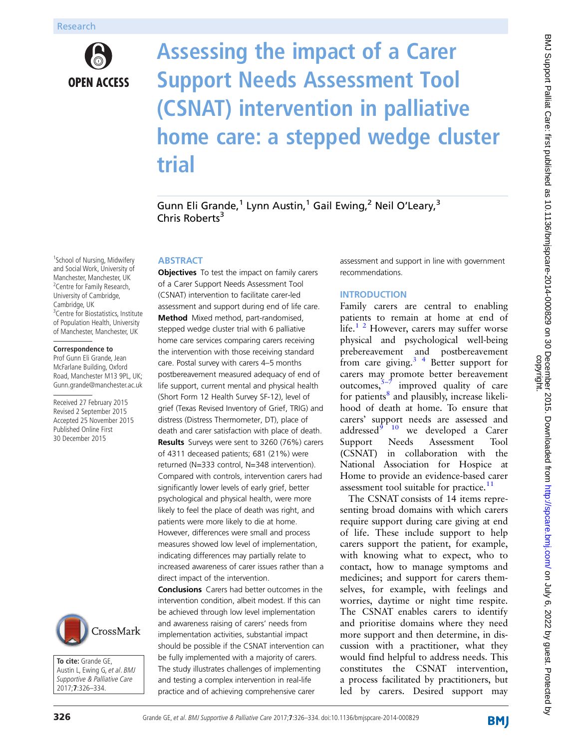Research

# Assessing the impact of a Carer Support Needs Assessment Tool (CSNAT) intervention in palliative home care: a stepped wedge cluster trial

Gunn Eli Grande,[1] Lynn Austin,[1] Gail Ewing,[2] Neil O'Leary,[3] Chris Roberts[3]

[1]School of Nursing, Midwifery and Social Work, University of Manchester, Manchester, UK
[2]Centre for Family Research, University of Cambridge, Cambridge, UK
[3]Centre for Biostatistics, Institute of Population Health, University of Manchester, Manchester, UK

**Correspondence to**
Prof Gunn Eli Grande, Jean McFarlane Building, Oxford Road, Manchester M13 9PL, UK; Gunn.grande@manchester.ac.uk

Received 27 February 2015
Revised 2 September 2015
Accepted 25 November 2015
Published Online First 30 December 2015

**To cite:** Grande GE, Austin L, Ewing G, *et al. BMJ Supportive & Palliative Care* 2017;7:326–334.

## ABSTRACT

**Objectives** To test the impact on family carers of a Carer Support Needs Assessment Tool (CSNAT) intervention to facilitate carer-led assessment and support during end of life care.

**Method** Mixed method, part-randomised, stepped wedge cluster trial with 6 palliative home care services comparing carers receiving the intervention with those receiving standard care. Postal survey with carers 4–5 months postbereavement measured adequacy of end of life support, current mental and physical health (Short Form 12 Health Survey SF-12), level of grief (Texas Revised Inventory of Grief, TRIG) and distress (Distress Thermometer, DT), place of death and carer satisfaction with place of death.

**Results** Surveys were sent to 3260 (76%) carers of 4311 deceased patients; 681 (21%) were returned (N=333 control, N=348 intervention). Compared with controls, intervention carers had significantly lower levels of early grief, better psychological and physical health, were more likely to feel the place of death was right, and patients were more likely to die at home. However, differences were small and process measures showed low level of implementation, indicating differences may partially relate to increased awareness of carer issues rather than a direct impact of the intervention.

**Conclusions** Carers had better outcomes in the intervention condition, albeit modest. If this can be achieved through low level implementation and awareness raising of carers' needs from implementation activities, substantial impact should be possible if the CSNAT intervention can be fully implemented with a majority of carers. The study illustrates challenges of implementing and testing a complex intervention in real-life practice and of achieving comprehensive carer assessment and support in line with government recommendations.

## INTRODUCTION

Family carers are central to enabling patients to remain at home at end of life.[1,2] However, carers may suffer worse physical and psychological well-being prebereavement and postbereavement from care giving.[3,4] Better support for carers may promote better bereavement outcomes,[5–7] improved quality of care for patients[8] and plausibly, increase likelihood of death at home. To ensure that carers' support needs are assessed and addressed[9,10] we developed a Carer Support Needs Assessment Tool (CSNAT) in collaboration with the National Association for Hospice at Home to provide an evidence-based carer assessment tool suitable for practice.[11]

The CSNAT consists of 14 items representing broad domains with which carers require support during care giving at end of life. These include support to help carers support the patient, for example, with knowing what to expect, who to contact, how to manage symptoms and medicines; and support for carers themselves, for example, with feelings and worries, daytime or night time respite. The CSNAT enables carers to identify and prioritise domains where they need more support and then determine, in discussion with a practitioner, what they would find helpful to address needs. This constitutes the CSNAT intervention, a process facilitated by practitioners, but led by carers. Desired support may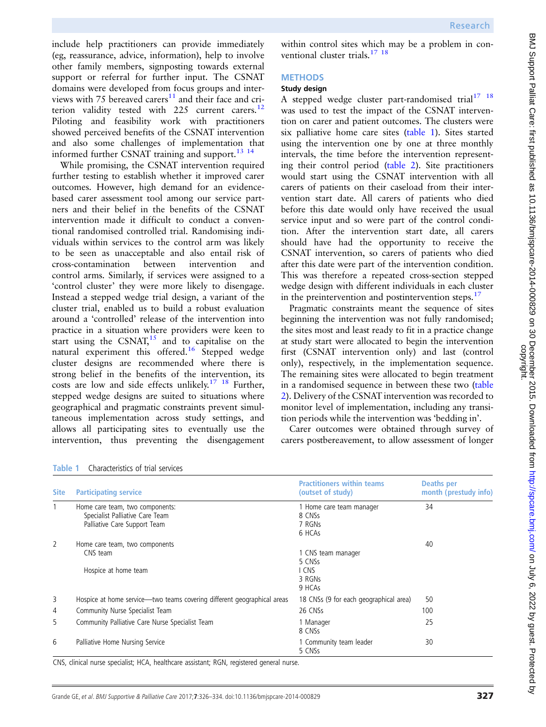include help practitioners can provide immediately (eg, reassurance, advice, information), help to involve other family members, signposting towards external support or referral for further input. The CSNAT domains were developed from focus groups and interviews with 75 bereaved carers[11] and their face and criterion validity tested with 225 current carers.[12] Piloting and feasibility work with practitioners showed perceived benefits of the CSNAT intervention and also some challenges of implementation that informed further CSNAT training and support.[13 14]

While promising, the CSNAT intervention required further testing to establish whether it improved carer outcomes. However, high demand for an evidence-based carer assessment tool among our service partners and their belief in the benefits of the CSNAT intervention made it difficult to conduct a conventional randomised controlled trial. Randomising individuals within services to the control arm was likely to be seen as unacceptable and also entail risk of cross-contamination between intervention and control arms. Similarly, if services were assigned to a 'control cluster' they were more likely to disengage. Instead a stepped wedge trial design, a variant of the cluster trial, enabled us to build a robust evaluation around a 'controlled' release of the intervention into practice in a situation where providers were keen to start using the CSNAT,[15] and to capitalise on the natural experiment this offered.[16] Stepped wedge cluster designs are recommended where there is strong belief in the benefits of the intervention, its costs are low and side effects unlikely.[17 18] Further, stepped wedge designs are suited to situations where geographical and pragmatic constraints prevent simultaneous implementation across study settings, and allows all participating sites to eventually use the intervention, thus preventing the disengagement within control sites which may be a problem in conventional cluster trials.[17 18]

## METHODS

### Study design

A stepped wedge cluster part-randomised trial[17 18] was used to test the impact of the CSNAT intervention on carer and patient outcomes. The clusters were six palliative home care sites (table 1). Sites started using the intervention one by one at three monthly intervals, the time before the intervention representing their control period (table 2). Site practitioners would start using the CSNAT intervention with all carers of patients on their caseload from their intervention start date. All carers of patients who died before this date would only have received the usual service input and so were part of the control condition. After the intervention start date, all carers should have had the opportunity to receive the CSNAT intervention, so carers of patients who died after this date were part of the intervention condition. This was therefore a repeated cross-section stepped wedge design with different individuals in each cluster in the preintervention and postintervention steps.[17]

Pragmatic constraints meant the sequence of sites beginning the intervention was not fully randomised; the sites most and least ready to fit in a practice change at study start were allocated to begin the intervention first (CSNAT intervention only) and last (control only), respectively, in the implementation sequence. The remaining sites were allocated to begin treatment in a randomised sequence in between these two (table 2). Delivery of the CSNAT intervention was recorded to monitor level of implementation, including any transition periods while the intervention was 'bedding in'.

Carer outcomes were obtained through survey of carers postbereavement, to allow assessment of longer

Table 1 Characteristics of trial services

| Site | Participating service | Practitioners within teams (outset of study) | Deaths per month (prestudy info) |
|---|---|---|---|
| 1 | Home care team, two components:<br>Specialist Palliative Care Team<br>Palliative Care Support Team | 1 Home care team manager<br>8 CNSs<br>7 RGNs<br>6 HCAs | 34 |
| 2 | Home care team, two components<br>CNS team<br><br>Hospice at home team | <br>1 CNS team manager<br>5 CNSs<br>I CNS<br>3 RGNs<br>9 HCAs | 40 |
| 3 | Hospice at home service—two teams covering different geographical areas | 18 CNSs (9 for each geographical area) | 50 |
| 4 | Community Nurse Specialist Team | 26 CNSs | 100 |
| 5 | Community Palliative Care Nurse Specialist Team | 1 Manager<br>8 CNSs | 25 |
| 6 | Palliative Home Nursing Service | 1 Community team leader<br>5 CNSs | 30 |

CNS, clinical nurse specialist; HCA, healthcare assistant; RGN, registered general nurse.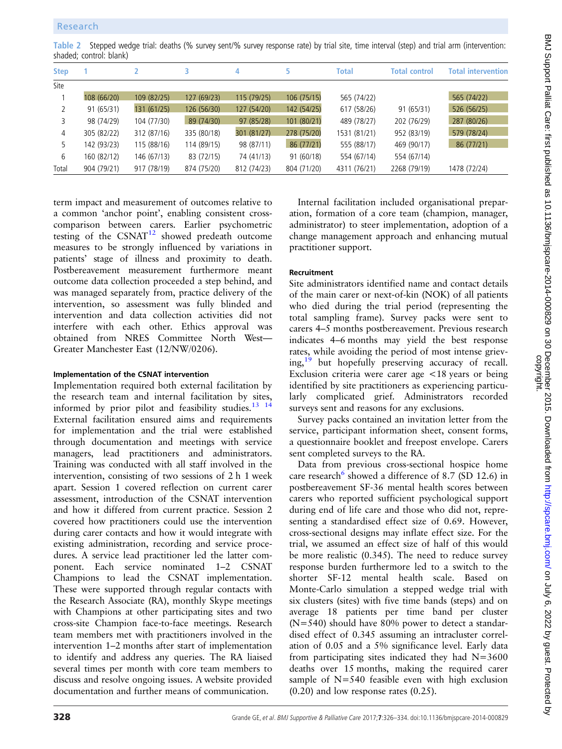**Table 2** Stepped wedge trial: deaths (% survey sent/% survey response rate) by trial site, time interval (step) and trial arm (intervention: shaded; control: blank)

| Step | 1 | 2 | 3 | 4 | 5 | Total | Total control | Total intervention |
|---|---|---|---|---|---|---|---|---|
| Site | | | | | | | | |
| 1 | 108 (66/20) | 109 (82/25) | 127 (69/23) | 115 (79/25) | 106 (75/15) | 565 (74/22) | | 565 (74/22) |
| 2 | 91 (65/31) | 131 (61/25) | 126 (56/30) | 127 (54/20) | 142 (54/25) | 617 (58/26) | 91 (65/31) | 526 (56/25) |
| 3 | 98 (74/29) | 104 (77/30) | 89 (74/30) | 97 (85/28) | 101 (80/21) | 489 (78/27) | 202 (76/29) | 287 (80/26) |
| 4 | 305 (82/22) | 312 (87/16) | 335 (80/18) | 301 (81/27) | 278 (75/20) | 1531 (81/21) | 952 (83/19) | 579 (78/24) |
| 5 | 142 (93/23) | 115 (88/16) | 114 (89/15) | 98 (87/11) | 86 (77/21) | 555 (88/17) | 469 (90/17) | 86 (77/21) |
| 6 | 160 (82/12) | 146 (67/13) | 83 (72/15) | 74 (41/13) | 91 (60/18) | 554 (67/14) | 554 (67/14) | |
| Total | 904 (79/21) | 917 (78/19) | 874 (75/20) | 812 (74/23) | 804 (71/20) | 4311 (76/21) | 2268 (79/19) | 1478 (72/24) |

term impact and measurement of outcomes relative to a common 'anchor point', enabling consistent cross-comparison between carers. Earlier psychometric testing of the CSNAT[12] showed predeath outcome measures to be strongly influenced by variations in patients' stage of illness and proximity to death. Postbereavement measurement furthermore meant outcome data collection proceeded a step behind, and was managed separately from, practice delivery of the intervention, so assessment was fully blinded and intervention and data collection activities did not interfere with each other. Ethics approval was obtained from NRES Committee North West—Greater Manchester East (12/NW/0206).

#### Implementation of the CSNAT intervention

Implementation required both external facilitation by the research team and internal facilitation by sites, informed by prior pilot and feasibility studies.[13 14] External facilitation ensured aims and requirements for implementation and the trial were established through documentation and meetings with service managers, lead practitioners and administrators. Training was conducted with all staff involved in the intervention, consisting of two sessions of 2 h 1 week apart. Session 1 covered reflection on current carer assessment, introduction of the CSNAT intervention and how it differed from current practice. Session 2 covered how practitioners could use the intervention during carer contacts and how it would integrate with existing administration, recording and service procedures. A service lead practitioner led the latter component. Each service nominated 1–2 CSNAT Champions to lead the CSNAT implementation. These were supported through regular contacts with the Research Associate (RA), monthly Skype meetings with Champions at other participating sites and two cross-site Champion face-to-face meetings. Research team members met with practitioners involved in the intervention 1–2 months after start of implementation to identify and address any queries. The RA liaised several times per month with core team members to discuss and resolve ongoing issues. A website provided documentation and further means of communication.

Internal facilitation included organisational preparation, formation of a core team (champion, manager, administrator) to steer implementation, adoption of a change management approach and enhancing mutual practitioner support.

#### Recruitment

Site administrators identified name and contact details of the main carer or next-of-kin (NOK) of all patients who died during the trial period (representing the total sampling frame). Survey packs were sent to carers 4–5 months postbereavement. Previous research indicates 4–6 months may yield the best response rates, while avoiding the period of most intense grieving,[19] but hopefully preserving accuracy of recall. Exclusion criteria were carer age <18 years or being identified by site practitioners as experiencing particularly complicated grief. Administrators recorded surveys sent and reasons for any exclusions.

Survey packs contained an invitation letter from the service, participant information sheet, consent forms, a questionnaire booklet and freepost envelope. Carers sent completed surveys to the RA.

Data from previous cross-sectional hospice home care research[6] showed a difference of 8.7 (SD 12.6) in postbereavement SF-36 mental health scores between carers who reported sufficient psychological support during end of life care and those who did not, representing a standardised effect size of 0.69. However, cross-sectional designs may inflate effect size. For the trial, we assumed an effect size of half of this would be more realistic (0.345). The need to reduce survey response burden furthermore led to a switch to the shorter SF-12 mental health scale. Based on Monte-Carlo simulation a stepped wedge trial with six clusters (sites) with five time bands (steps) and on average 18 patients per time band per cluster (N=540) should have 80% power to detect a standardised effect of 0.345 assuming an intracluster correlation of 0.05 and a 5% significance level. Early data from participating sites indicated they had N=3600 deaths over 15 months, making the required carer sample of N=540 feasible even with high exclusion (0.20) and low response rates (0.25).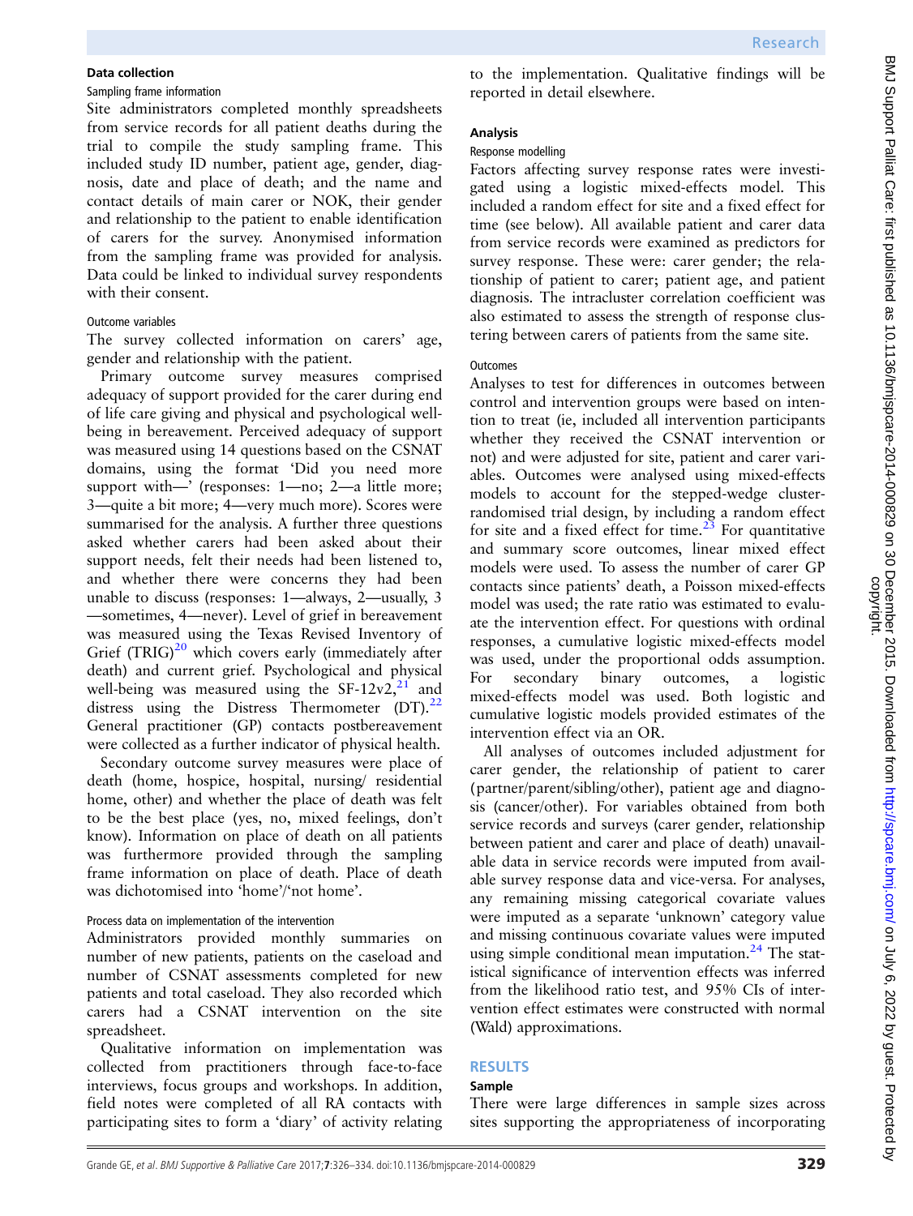### Data collection

#### Sampling frame information

Site administrators completed monthly spreadsheets from service records for all patient deaths during the trial to compile the study sampling frame. This included study ID number, patient age, gender, diagnosis, date and place of death; and the name and contact details of main carer or NOK, their gender and relationship to the patient to enable identification of carers for the survey. Anonymised information from the sampling frame was provided for analysis. Data could be linked to individual survey respondents with their consent.

#### Outcome variables

The survey collected information on carers' age, gender and relationship with the patient.

Primary outcome survey measures comprised adequacy of support provided for the carer during end of life care giving and physical and psychological well-being in bereavement. Perceived adequacy of support was measured using 14 questions based on the CSNAT domains, using the format 'Did you need more support with—' (responses: 1—no; 2—a little more; 3—quite a bit more; 4—very much more). Scores were summarised for the analysis. A further three questions asked whether carers had been asked about their support needs, felt their needs had been listened to, and whether there were concerns they had been unable to discuss (responses: 1—always, 2—usually, 3—sometimes, 4—never). Level of grief in bereavement was measured using the Texas Revised Inventory of Grief (TRIG)[20] which covers early (immediately after death) and current grief. Psychological and physical well-being was measured using the SF-12v2,[21] and distress using the Distress Thermometer (DT).[22] General practitioner (GP) contacts postbereavement were collected as a further indicator of physical health.

Secondary outcome survey measures were place of death (home, hospice, hospital, nursing/ residential home, other) and whether the place of death was felt to be the best place (yes, no, mixed feelings, don't know). Information on place of death on all patients was furthermore provided through the sampling frame information on place of death. Place of death was dichotomised into 'home'/'not home'.

#### Process data on implementation of the intervention

Administrators provided monthly summaries on number of new patients, patients on the caseload and number of CSNAT assessments completed for new patients and total caseload. They also recorded which carers had a CSNAT intervention on the site spreadsheet.

Qualitative information on implementation was collected from practitioners through face-to-face interviews, focus groups and workshops. In addition, field notes were completed of all RA contacts with participating sites to form a 'diary' of activity relating to the implementation. Qualitative findings will be reported in detail elsewhere.

### Analysis

#### Response modelling

Factors affecting survey response rates were investigated using a logistic mixed-effects model. This included a random effect for site and a fixed effect for time (see below). All available patient and carer data from service records were examined as predictors for survey response. These were: carer gender; the relationship of patient to carer; patient age, and patient diagnosis. The intracluster correlation coefficient was also estimated to assess the strength of response clustering between carers of patients from the same site.

#### Outcomes

Analyses to test for differences in outcomes between control and intervention groups were based on intention to treat (ie, included all intervention participants whether they received the CSNAT intervention or not) and were adjusted for site, patient and carer variables. Outcomes were analysed using mixed-effects models to account for the stepped-wedge cluster-randomised trial design, by including a random effect for site and a fixed effect for time.[23] For quantitative and summary score outcomes, linear mixed effect models were used. To assess the number of carer GP contacts since patients' death, a Poisson mixed-effects model was used; the rate ratio was estimated to evaluate the intervention effect. For questions with ordinal responses, a cumulative logistic mixed-effects model was used, under the proportional odds assumption. For secondary binary outcomes, a logistic mixed-effects model was used. Both logistic and cumulative logistic models provided estimates of the intervention effect via an OR.

All analyses of outcomes included adjustment for carer gender, the relationship of patient to carer (partner/parent/sibling/other), patient age and diagnosis (cancer/other). For variables obtained from both service records and surveys (carer gender, relationship between patient and carer and place of death) unavailable data in service records were imputed from available survey response data and vice-versa. For analyses, any remaining missing categorical covariate values were imputed as a separate 'unknown' category value and missing continuous covariate values were imputed using simple conditional mean imputation.[24] The statistical significance of intervention effects was inferred from the likelihood ratio test, and 95% CIs of intervention effect estimates were constructed with normal (Wald) approximations.

## RESULTS

### Sample

There were large differences in sample sizes across sites supporting the appropriateness of incorporating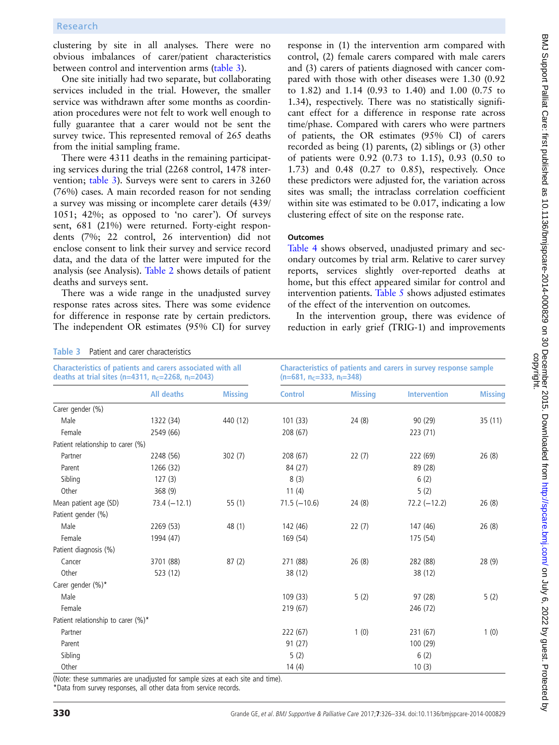clustering by site in all analyses. There were no obvious imbalances of carer/patient characteristics between control and intervention arms (table 3).

One site initially had two separate, but collaborating services included in the trial. However, the smaller service was withdrawn after some months as coordination procedures were not felt to work well enough to fully guarantee that a carer would not be sent the survey twice. This represented removal of 265 deaths from the initial sampling frame.

There were 4311 deaths in the remaining participating services during the trial (2268 control, 1478 intervention; table 3). Surveys were sent to carers in 3260 (76%) cases. A main recorded reason for not sending a survey was missing or incomplete carer details (439/1051; 42%; as opposed to 'no carer'). Of surveys sent, 681 (21%) were returned. Forty-eight respondents (7%; 22 control, 26 intervention) did not enclose consent to link their survey and service record data, and the data of the latter were imputed for the analysis (see Analysis). Table 2 shows details of patient deaths and surveys sent.

There was a wide range in the unadjusted survey response rates across sites. There was some evidence for difference in response rate by certain predictors. The independent OR estimates (95% CI) for survey response in (1) the intervention arm compared with control, (2) female carers compared with male carers and (3) carers of patients diagnosed with cancer compared with those with other diseases were 1.30 (0.92 to 1.82) and 1.14 (0.93 to 1.40) and 1.00 (0.75 to 1.34), respectively. There was no statistically significant effect for a difference in response rate across time/phase. Compared with carers who were partners of patients, the OR estimates (95% CI) of carers recorded as being (1) parents, (2) siblings or (3) other of patients were 0.92 (0.73 to 1.15), 0.93 (0.50 to 1.73) and 0.48 (0.27 to 0.85), respectively. Once these predictors were adjusted for, the variation across sites was small; the intraclass correlation coefficient within site was estimated to be 0.017, indicating a low clustering effect of site on the response rate.

### Outcomes

Table 4 shows observed, unadjusted primary and secondary outcomes by trial arm. Relative to carer survey reports, services slightly over-reported deaths at home, but this effect appeared similar for control and intervention patients. Table 5 shows adjusted estimates of the effect of the intervention on outcomes.

In the intervention group, there was evidence of reduction in early grief (TRIG-1) and improvements

**Table 3** Patient and carer characteristics

| | Characteristics of patients and carers associated with all deaths at trial sites ($n$=4311, $n_C$=2268, $n_I$=2043) | | Characteristics of patients and carers in survey response sample ($n$=681, $n_C$=333, $n_I$=348) | | | |
|---|---|---|---|---|---|---|
| | All deaths | Missing | Control | Missing | Intervention | Missing |
| Carer gender (%) | | | | | | |
| Male | 1322 (34) | 440 (12) | 101 (33) | 24 (8) | 90 (29) | 35 (11) |
| Female | 2549 (66) | | 208 (67) | | 223 (71) | |
| Patient relationship to carer (%) | | | | | | |
| Partner | 2248 (56) | 302 (7) | 208 (67) | 22 (7) | 222 (69) | 26 (8) |
| Parent | 1266 (32) | | 84 (27) | | 89 (28) | |
| Sibling | 127 (3) | | 8 (3) | | 6 (2) | |
| Other | 368 (9) | | 11 (4) | | 5 (2) | |
| Mean patient age (SD) | 73.4 (−12.1) | 55 (1) | 71.5 (−10.6) | 24 (8) | 72.2 (−12.2) | 26 (8) |
| Patient gender (%) | | | | | | |
| Male | 2269 (53) | 48 (1) | 142 (46) | 22 (7) | 147 (46) | 26 (8) |
| Female | 1994 (47) | | 169 (54) | | 175 (54) | |
| Patient diagnosis (%) | | | | | | |
| Cancer | 3701 (88) | 87 (2) | 271 (88) | 26 (8) | 282 (88) | 28 (9) |
| Other | 523 (12) | | 38 (12) | | 38 (12) | |
| Carer gender (%)* | | | | | | |
| Male | | | 109 (33) | 5 (2) | 97 (28) | 5 (2) |
| Female | | | 219 (67) | | 246 (72) | |
| Patient relationship to carer (%)* | | | | | | |
| Partner | | | 222 (67) | 1 (0) | 231 (67) | 1 (0) |
| Parent | | | 91 (27) | | 100 (29) | |
| Sibling | | | 5 (2) | | 6 (2) | |
| Other | | | 14 (4) | | 10 (3) | |

(Note: these summaries are unadjusted for sample sizes at each site and time).
*Data from survey responses, all other data from service records.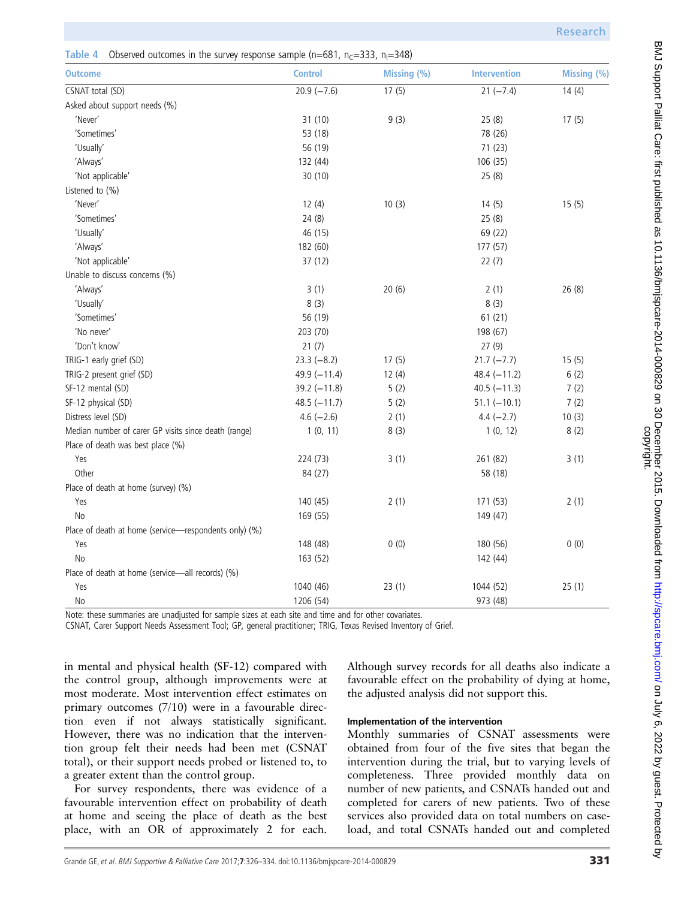Table 4 Observed outcomes in the survey response sample (n=681, $n_C$=333, $n_I$=348)

| Outcome | Control | Missing (%) | Intervention | Missing (%) |
|---|---|---|---|---|
| CSNAT total (SD) | 20.9 (−7.6) | 17 (5) | 21 (−7.4) | 14 (4) |
| Asked about support needs (%) | | | | |
| 'Never' | 31 (10) | 9 (3) | 25 (8) | 17 (5) |
| 'Sometimes' | 53 (18) | | 78 (26) | |
| 'Usually' | 56 (19) | | 71 (23) | |
| 'Always' | 132 (44) | | 106 (35) | |
| 'Not applicable' | 30 (10) | | 25 (8) | |
| Listened to (%) | | | | |
| 'Never' | 12 (4) | 10 (3) | 14 (5) | 15 (5) |
| 'Sometimes' | 24 (8) | | 25 (8) | |
| 'Usually' | 46 (15) | | 69 (22) | |
| 'Always' | 182 (60) | | 177 (57) | |
| 'Not applicable' | 37 (12) | | 22 (7) | |
| Unable to discuss concerns (%) | | | | |
| 'Always' | 3 (1) | 20 (6) | 2 (1) | 26 (8) |
| 'Usually' | 8 (3) | | 8 (3) | |
| 'Sometimes' | 56 (19) | | 61 (21) | |
| 'No never' | 203 (70) | | 198 (67) | |
| 'Don't know' | 21 (7) | | 27 (9) | |
| TRIG-1 early grief (SD) | 23.3 (−8.2) | 17 (5) | 21.7 (−7.7) | 15 (5) |
| TRIG-2 present grief (SD) | 49.9 (−11.4) | 12 (4) | 48.4 (−11.2) | 6 (2) |
| SF-12 mental (SD) | 39.2 (−11.8) | 5 (2) | 40.5 (−11.3) | 7 (2) |
| SF-12 physical (SD) | 48.5 (−11.7) | 5 (2) | 51.1 (−10.1) | 7 (2) |
| Distress level (SD) | 4.6 (−2.6) | 2 (1) | 4.4 (−2.7) | 10 (3) |
| Median number of carer GP visits since death (range) | 1 (0, 11) | 8 (3) | 1 (0, 12) | 8 (2) |
| Place of death was best place (%) | | | | |
| Yes | 224 (73) | 3 (1) | 261 (82) | 3 (1) |
| Other | 84 (27) | | 58 (18) | |
| Place of death at home (survey) (%) | | | | |
| Yes | 140 (45) | 2 (1) | 171 (53) | 2 (1) |
| No | 169 (55) | | 149 (47) | |
| Place of death at home (service—respondents only) (%) | | | | |
| Yes | 148 (48) | 0 (0) | 180 (56) | 0 (0) |
| No | 163 (52) | | 142 (44) | |
| Place of death at home (service—all records) (%) | | | | |
| Yes | 1040 (46) | 23 (1) | 1044 (52) | 25 (1) |
| No | 1206 (54) | | 973 (48) | |

Note: these summaries are unadjusted for sample sizes at each site and time and for other covariates.
CSNAT, Carer Support Needs Assessment Tool; GP, general practitioner; TRIG, Texas Revised Inventory of Grief.

in mental and physical health (SF-12) compared with the control group, although improvements were at most moderate. Most intervention effect estimates on primary outcomes (7/10) were in a favourable direction even if not always statistically significant. However, there was no indication that the intervention group felt their needs had been met (CSNAT total), or their support needs probed or listened to, to a greater extent than the control group.

For survey respondents, there was evidence of a favourable intervention effect on probability of death at home and seeing the place of death as the best place, with an OR of approximately 2 for each. Although survey records for all deaths also indicate a favourable effect on the probability of dying at home, the adjusted analysis did not support this.

#### Implementation of the intervention

Monthly summaries of CSNAT assessments were obtained from four of the five sites that began the intervention during the trial, but to varying levels of completeness. Three provided monthly data on number of new patients, and CSNATs handed out and completed for carers of new patients. Two of these services also provided data on total numbers on caseload, and total CSNATs handed out and completed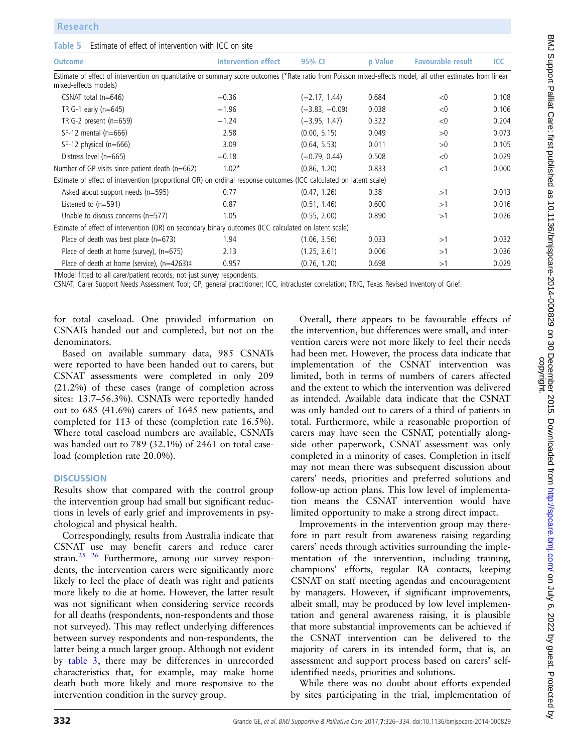**Table 5** Estimate of effect of intervention with ICC on site

| Outcome | Intervention effect | 95% CI | p Value | Favourable result | ICC |
|---|---|---|---|---|---|
| Estimate of effect of intervention on quantitative or summary score outcomes (*Rate ratio from Poisson mixed-effects model, all other estimates from linear mixed-effects models) | | | | | |
| CSNAT total (n=646) | −0.36 | (−2.17, 1.44) | 0.684 | <0 | 0.108 |
| TRIG-1 early (n=645) | −1.96 | (−3.83, −0.09) | 0.038 | <0 | 0.106 |
| TRIG-2 present (n=659) | −1.24 | (−3.95, 1.47) | 0.322 | <0 | 0.204 |
| SF-12 mental (n=666) | 2.58 | (0.00, 5.15) | 0.049 | >0 | 0.073 |
| SF-12 physical (n=666) | 3.09 | (0.64, 5.53) | 0.011 | >0 | 0.105 |
| Distress level (n=665) | −0.18 | (−0.79, 0.44) | 0.508 | <0 | 0.029 |
| Number of GP visits since patient death (n=662) | 1.02* | (0.86, 1.20) | 0.833 | <1 | 0.000 |
| Estimate of effect of intervention (proportional OR) on ordinal response outcomes (ICC calculated on latent scale) | | | | | |
| Asked about support needs (n=595) | 0.77 | (0.47, 1.26) | 0.38 | >1 | 0.013 |
| Listened to (n=591) | 0.87 | (0.51, 1.46) | 0.600 | >1 | 0.016 |
| Unable to discuss concerns (n=577) | 1.05 | (0.55, 2.00) | 0.890 | >1 | 0.026 |
| Estimate of effect of intervention (OR) on secondary binary outcomes (ICC calculated on latent scale) | | | | | |
| Place of death was best place (n=673) | 1.94 | (1.06, 3.56) | 0.033 | >1 | 0.032 |
| Place of death at home (survey), (n=675) | 2.13 | (1.25, 3.61) | 0.006 | >1 | 0.036 |
| Place of death at home (service), (n=4263)‡ | 0.957 | (0.76, 1.20) | 0.698 | >1 | 0.029 |

‡Model fitted to all carer/patient records, not just survey respondents.

CSNAT, Carer Support Needs Assessment Tool; GP, general practitioner; ICC, intracluster correlation; TRIG, Texas Revised Inventory of Grief.

for total caseload. One provided information on CSNATs handed out and completed, but not on the denominators.

Based on available summary data, 985 CSNATs were reported to have been handed out to carers, but CSNAT assessments were completed in only 209 (21.2%) of these cases (range of completion across sites: 13.7–56.3%). CSNATs were reportedly handed out to 685 (41.6%) carers of 1645 new patients, and completed for 113 of these (completion rate 16.5%). Where total caseload numbers are available, CSNATs was handed out to 789 (32.1%) of 2461 on total caseload (completion rate 20.0%).

## DISCUSSION

Results show that compared with the control group the intervention group had small but significant reductions in levels of early grief and improvements in psychological and physical health.

Correspondingly, results from Australia indicate that CSNAT use may benefit carers and reduce carer strain.[25 26] Furthermore, among our survey respondents, the intervention carers were significantly more likely to feel the place of death was right and patients more likely to die at home. However, the latter result was not significant when considering service records for all deaths (respondents, non-respondents and those not surveyed). This may reflect underlying differences between survey respondents and non-respondents, the latter being a much larger group. Although not evident by table 3, there may be differences in unrecorded characteristics that, for example, may make home death both more likely and more responsive to the intervention condition in the survey group.

Overall, there appears to be favourable effects of the intervention, but differences were small, and intervention carers were not more likely to feel their needs had been met. However, the process data indicate that implementation of the CSNAT intervention was limited, both in terms of numbers of carers affected and the extent to which the intervention was delivered as intended. Available data indicate that the CSNAT was only handed out to carers of a third of patients in total. Furthermore, while a reasonable proportion of carers may have seen the CSNAT, potentially alongside other paperwork, CSNAT assessment was only completed in a minority of cases. Completion in itself may not mean there was subsequent discussion about carers' needs, priorities and preferred solutions and follow-up action plans. This low level of implementation means the CSNAT intervention would have limited opportunity to make a strong direct impact.

Improvements in the intervention group may therefore in part result from awareness raising regarding carers' needs through activities surrounding the implementation of the intervention, including training, champions' efforts, regular RA contacts, keeping CSNAT on staff meeting agendas and encouragement by managers. However, if significant improvements, albeit small, may be produced by low level implementation and general awareness raising, it is plausible that more substantial improvements can be achieved if the CSNAT intervention can be delivered to the majority of carers in its intended form, that is, an assessment and support process based on carers' self-identified needs, priorities and solutions.

While there was no doubt about efforts expended by sites participating in the trial, implementation of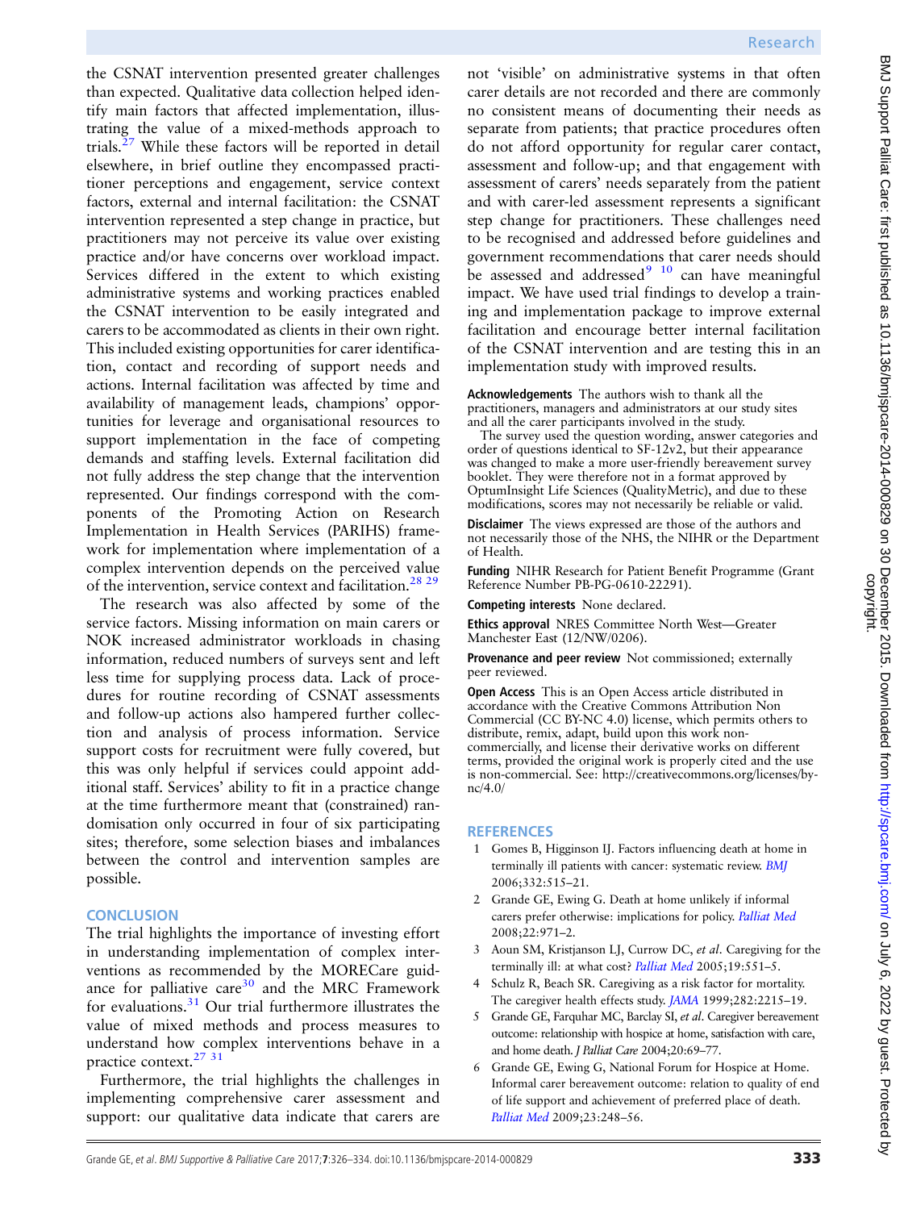the CSNAT intervention presented greater challenges than expected. Qualitative data collection helped identify main factors that affected implementation, illustrating the value of a mixed-methods approach to trials.[27] While these factors will be reported in detail elsewhere, in brief outline they encompassed practitioner perceptions and engagement, service context factors, external and internal facilitation: the CSNAT intervention represented a step change in practice, but practitioners may not perceive its value over existing practice and/or have concerns over workload impact. Services differed in the extent to which existing administrative systems and working practices enabled the CSNAT intervention to be easily integrated and carers to be accommodated as clients in their own right. This included existing opportunities for carer identification, contact and recording of support needs and actions. Internal facilitation was affected by time and availability of management leads, champions' opportunities for leverage and organisational resources to support implementation in the face of competing demands and staffing levels. External facilitation did not fully address the step change that the intervention represented. Our findings correspond with the components of the Promoting Action on Research Implementation in Health Services (PARIHS) framework for implementation where implementation of a complex intervention depends on the perceived value of the intervention, service context and facilitation.[28 29]

The research was also affected by some of the service factors. Missing information on main carers or NOK increased administrator workloads in chasing information, reduced numbers of surveys sent and left less time for supplying process data. Lack of procedures for routine recording of CSNAT assessments and follow-up actions also hampered further collection and analysis of process information. Service support costs for recruitment were fully covered, but this was only helpful if services could appoint additional staff. Services' ability to fit in a practice change at the time furthermore meant that (constrained) randomisation only occurred in four of six participating sites; therefore, some selection biases and imbalances between the control and intervention samples are possible.

## CONCLUSION

The trial highlights the importance of investing effort in understanding implementation of complex interventions as recommended by the MORECare guidance for palliative care[30] and the MRC Framework for evaluations.[31] Our trial furthermore illustrates the value of mixed methods and process measures to understand how complex interventions behave in a practice context.[27 31]

Furthermore, the trial highlights the challenges in implementing comprehensive carer assessment and support: our qualitative data indicate that carers are not 'visible' on administrative systems in that often carer details are not recorded and there are commonly no consistent means of documenting their needs as separate from patients; that practice procedures often do not afford opportunity for regular carer contact, assessment and follow-up; and that engagement with assessment of carers' needs separately from the patient and with carer-led assessment represents a significant step change for practitioners. These challenges need to be recognised and addressed before guidelines and government recommendations that carer needs should be assessed and addressed[9 10] can have meaningful impact. We have used trial findings to develop a training and implementation package to improve external facilitation and encourage better internal facilitation of the CSNAT intervention and are testing this in an implementation study with improved results.

**Acknowledgements** The authors wish to thank all the practitioners, managers and administrators at our study sites and all the carer participants involved in the study.

The survey used the question wording, answer categories and order of questions identical to SF-12v2, but their appearance was changed to make a more user-friendly bereavement survey booklet. They were therefore not in a format approved by OptumInsight Life Sciences (QualityMetric), and due to these modifications, scores may not necessarily be reliable or valid.

**Disclaimer** The views expressed are those of the authors and not necessarily those of the NHS, the NIHR or the Department of Health.

**Funding** NIHR Research for Patient Benefit Programme (Grant Reference Number PB-PG-0610-22291).

**Competing interests** None declared.

**Ethics approval** NRES Committee North West—Greater Manchester East (12/NW/0206).

**Provenance and peer review** Not commissioned; externally peer reviewed.

**Open Access** This is an Open Access article distributed in accordance with the Creative Commons Attribution Non Commercial (CC BY-NC 4.0) license, which permits others to distribute, remix, adapt, build upon this work non-commercially, and license their derivative works on different terms, provided the original work is properly cited and the use is non-commercial. See: http://creativecommons.org/licenses/by-nc/4.0/

## REFERENCES

1. Gomes B, Higginson IJ. Factors influencing death at home in terminally ill patients with cancer: systematic review. *BMJ* 2006;332:515–21.
2. Grande GE, Ewing G. Death at home unlikely if informal carers prefer otherwise: implications for policy. *Palliat Med* 2008;22:971–2.
3. Aoun SM, Kristjanson LJ, Currow DC, *et al*. Caregiving for the terminally ill: at what cost? *Palliat Med* 2005;19:551–5.
4. Schulz R, Beach SR. Caregiving as a risk factor for mortality. The caregiver health effects study. *JAMA* 1999;282:2215–19.
5. Grande GE, Farquhar MC, Barclay SI, *et al*. Caregiver bereavement outcome: relationship with hospice at home, satisfaction with care, and home death. *J Palliat Care* 2004;20:69–77.
6. Grande GE, Ewing G, National Forum for Hospice at Home. Informal carer bereavement outcome: relation to quality of end of life support and achievement of preferred place of death. *Palliat Med* 2009;23:248–56.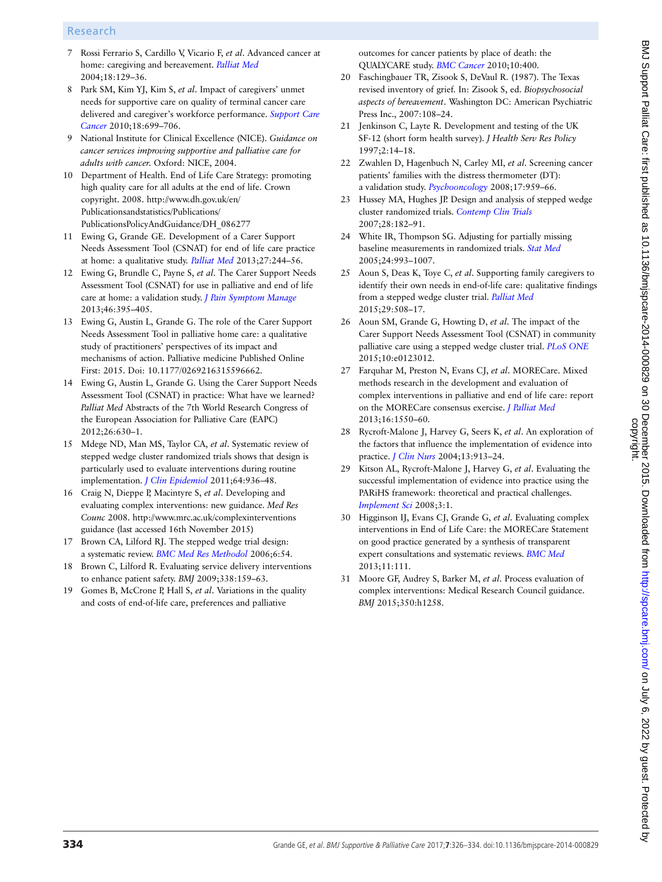7 Rossi Ferrario S, Cardillo V, Vicario F, *et al*. Advanced cancer at home: caregiving and bereavement. *Palliat Med* 2004;18:129–36.

8 Park SM, Kim YJ, Kim S, *et al*. Impact of caregivers' unmet needs for supportive care on quality of terminal cancer care delivered and caregiver's workforce performance. *Support Care Cancer* 2010;18:699–706.

9 National Institute for Clinical Excellence (NICE). *Guidance on cancer services improving supportive and palliative care for adults with cancer*. Oxford: NICE, 2004.

10 Department of Health. End of Life Care Strategy: promoting high quality care for all adults at the end of life. Crown copyright. 2008. http://www.dh.gov.uk/en/Publicationsandstatistics/Publications/PublicationsPolicyAndGuidance/DH_086277

11 Ewing G, Grande GE. Development of a Carer Support Needs Assessment Tool (CSNAT) for end of life care practice at home: a qualitative study. *Palliat Med* 2013;27:244–56.

12 Ewing G, Brundle C, Payne S, *et al*. The Carer Support Needs Assessment Tool (CSNAT) for use in palliative and end of life care at home: a validation study. *J Pain Symptom Manage* 2013;46:395–405.

13 Ewing G, Austin L, Grande G. The role of the Carer Support Needs Assessment Tool in palliative home care: a qualitative study of practitioners' perspectives of its impact and mechanisms of action. Palliative medicine Published Online First: 2015. Doi: 10.1177/0269216315596662.

14 Ewing G, Austin L, Grande G. Using the Carer Support Needs Assessment Tool (CSNAT) in practice: What have we learned? *Palliat Med* Abstracts of the 7th World Research Congress of the European Association for Palliative Care (EAPC) 2012;26:630–1.

15 Mdege ND, Man MS, Taylor CA, *et al*. Systematic review of stepped wedge cluster randomized trials shows that design is particularly used to evaluate interventions during routine implementation. *J Clin Epidemiol* 2011;64:936–48.

16 Craig N, Dieppe P, Macintyre S, *et al*. Developing and evaluating complex interventions: new guidance. *Med Res Counc* 2008. http://www.mrc.ac.uk/complexinterventions guidance (last accessed 16th November 2015)

17 Brown CA, Lilford RJ. The stepped wedge trial design: a systematic review. *BMC Med Res Methodol* 2006;6:54.

18 Brown C, Lilford R. Evaluating service delivery interventions to enhance patient safety. *BMJ* 2009;338:159–63.

19 Gomes B, McCrone P, Hall S, *et al*. Variations in the quality and costs of end-of-life care, preferences and palliative outcomes for cancer patients by place of death: the QUALYCARE study. *BMC Cancer* 2010;10:400.

20 Faschingbauer TR, Zisook S, DeVaul R. (1987). The Texas revised inventory of grief. In: Zisook S, ed. *Biopsychosocial aspects of bereavement*. Washington DC: American Psychiatric Press Inc., 2007:108–24.

21 Jenkinson C, Layte R. Development and testing of the UK SF-12 (short form health survey). *J Health Serv Res Policy* 1997;2:14–18.

22 Zwahlen D, Hagenbuch N, Carley MI, *et al*. Screening cancer patients' families with the distress thermometer (DT): a validation study. *Psychooncology* 2008;17:959–66.

23 Hussey MA, Hughes JP. Design and analysis of stepped wedge cluster randomized trials. *Contemp Clin Trials* 2007;28:182–91.

24 White IR, Thompson SG. Adjusting for partially missing baseline measurements in randomized trials. *Stat Med* 2005;24:993–1007.

25 Aoun S, Deas K, Toye C, *et al*. Supporting family caregivers to identify their own needs in end-of-life care: qualitative findings from a stepped wedge cluster trial. *Palliat Med* 2015;29:508–17.

26 Aoun SM, Grande G, Howting D, *et al*. The impact of the Carer Support Needs Assessment Tool (CSNAT) in community palliative care using a stepped wedge cluster trial. *PLoS ONE* 2015;10:e0123012.

27 Farquhar M, Preston N, Evans CJ, *et al*. MORECare. Mixed methods research in the development and evaluation of complex interventions in palliative and end of life care: report on the MORECare consensus exercise. *J Palliat Med* 2013;16:1550–60.

28 Rycroft-Malone J, Harvey G, Seers K, *et al*. An exploration of the factors that influence the implementation of evidence into practice. *J Clin Nurs* 2004;13:913–24.

29 Kitson AL, Rycroft-Malone J, Harvey G, *et al*. Evaluating the successful implementation of evidence into practice using the PARiHS framework: theoretical and practical challenges. *Implement Sci* 2008;3:1.

30 Higginson IJ, Evans CJ, Grande G, *et al*. Evaluating complex interventions in End of Life Care: the MORECare Statement on good practice generated by a synthesis of transparent expert consultations and systematic reviews. *BMC Med* 2013;11:111.

31 Moore GF, Audrey S, Barker M, *et al*. Process evaluation of complex interventions: Medical Research Council guidance. *BMJ* 2015;350:h1258.